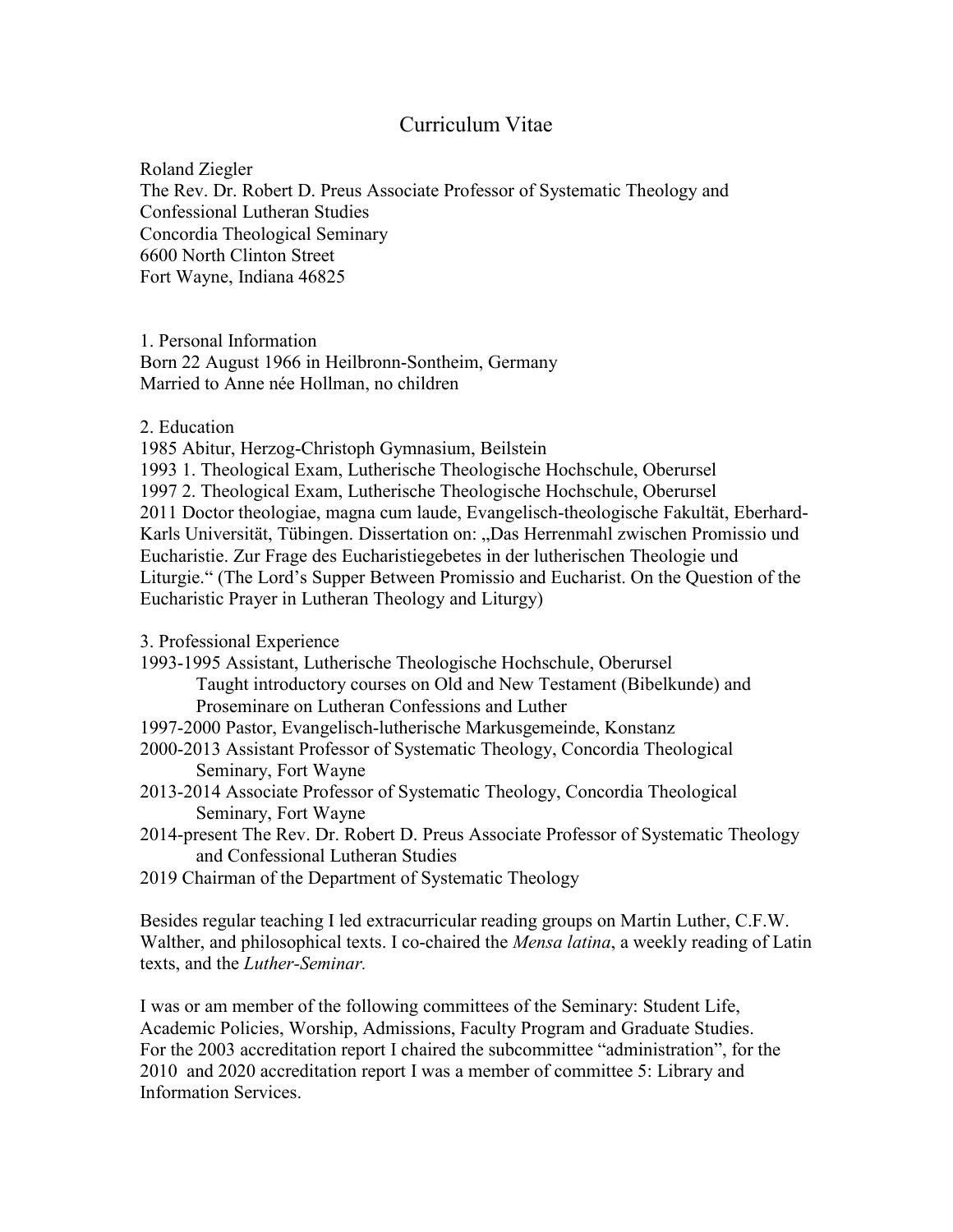# Curriculum Vitae

Roland Ziegler  
The Rev. Dr. Robert D. Preus Associate Professor of Systematic Theology and Confessional Lutheran Studies  
Concordia Theological Seminary  
6600 North Clinton Street  
Fort Wayne, Indiana 46825

1. Personal Information

Born 22 August 1966 in Heilbronn-Sontheim, Germany  
Married to Anne née Hollman, no children

2. Education

1985 Abitur, Herzog-Christoph Gymnasium, Beilstein  
1993 1. Theological Exam, Lutherische Theologische Hochschule, Oberursel  
1997 2. Theological Exam, Lutherische Theologische Hochschule, Oberursel  
2011 Doctor theologiae, magna cum laude, Evangelisch-theologische Fakultät, Eberhard-Karls Universität, Tübingen. Dissertation on: „Das Herrenmahl zwischen Promissio und Eucharistie. Zur Frage des Eucharistiegebetes in der lutherischen Theologie und Liturgie." (The Lord's Supper Between Promissio and Eucharist. On the Question of the Eucharistic Prayer in Lutheran Theology and Liturgy)

3. Professional Experience

1993-1995 Assistant, Lutherische Theologische Hochschule, Oberursel  
Taught introductory courses on Old and New Testament (Bibelkunde) and Proseminare on Lutheran Confessions and Luther  
1997-2000 Pastor, Evangelisch-lutherische Markusgemeinde, Konstanz  
2000-2013 Assistant Professor of Systematic Theology, Concordia Theological Seminary, Fort Wayne  
2013-2014 Associate Professor of Systematic Theology, Concordia Theological Seminary, Fort Wayne  
2014-present The Rev. Dr. Robert D. Preus Associate Professor of Systematic Theology and Confessional Lutheran Studies  
2019 Chairman of the Department of Systematic Theology

Besides regular teaching I led extracurricular reading groups on Martin Luther, C.F.W. Walther, and philosophical texts. I co-chaired the *Mensa latina*, a weekly reading of Latin texts, and the *Luther-Seminar.*

I was or am member of the following committees of the Seminary: Student Life, Academic Policies, Worship, Admissions, Faculty Program and Graduate Studies. For the 2003 accreditation report I chaired the subcommittee "administration", for the 2010 and 2020 accreditation report I was a member of committee 5: Library and Information Services.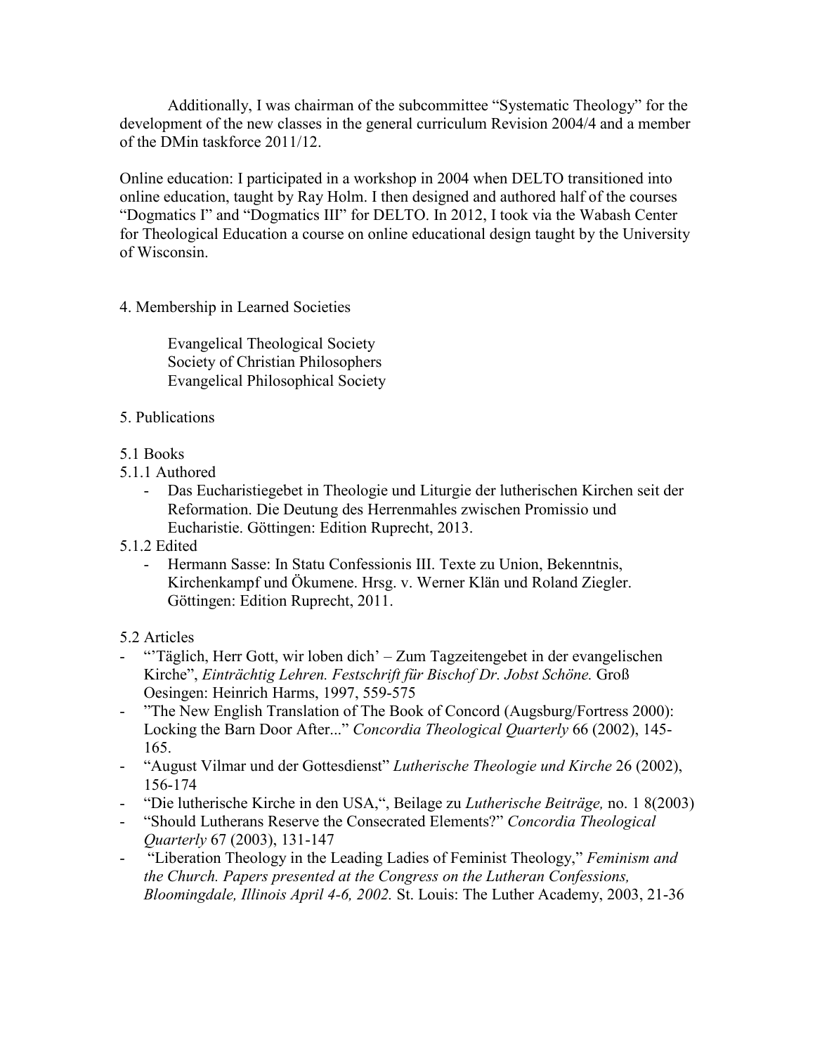Additionally, I was chairman of the subcommittee "Systematic Theology" for the development of the new classes in the general curriculum Revision 2004/4 and a member of the DMin taskforce 2011/12.

Online education: I participated in a workshop in 2004 when DELTO transitioned into online education, taught by Ray Holm. I then designed and authored half of the courses "Dogmatics I" and "Dogmatics III" for DELTO. In 2012, I took via the Wabash Center for Theological Education a course on online educational design taught by the University of Wisconsin.

## 4. Membership in Learned Societies

Evangelical Theological Society  
Society of Christian Philosophers  
Evangelical Philosophical Society

## 5. Publications

### 5.1 Books

#### 5.1.1 Authored

- Das Eucharistiegebet in Theologie und Liturgie der lutherischen Kirchen seit der Reformation. Die Deutung des Herrenmahles zwischen Promissio und Eucharistie. Göttingen: Edition Ruprecht, 2013.

#### 5.1.2 Edited

- Hermann Sasse: In Statu Confessionis III. Texte zu Union, Bekenntnis, Kirchenkampf und Ökumene. Hrsg. v. Werner Klän und Roland Ziegler. Göttingen: Edition Ruprecht, 2011.

### 5.2 Articles

- "'Täglich, Herr Gott, wir loben dich' – Zum Tagzeitengebet in der evangelischen Kirche", *Einträchtig Lehren. Festschrift für Bischof Dr. Jobst Schöne.* Groß Oesingen: Heinrich Harms, 1997, 559-575
- "The New English Translation of The Book of Concord (Augsburg/Fortress 2000): Locking the Barn Door After..." *Concordia Theological Quarterly* 66 (2002), 145-165.
- "August Vilmar und der Gottesdienst" *Lutherische Theologie und Kirche* 26 (2002), 156-174
- "Die lutherische Kirche in den USA,", Beilage zu *Lutherische Beiträge,* no. 1 8(2003)
- "Should Lutherans Reserve the Consecrated Elements?" *Concordia Theological Quarterly* 67 (2003), 131-147
- "Liberation Theology in the Leading Ladies of Feminist Theology," *Feminism and the Church. Papers presented at the Congress on the Lutheran Confessions, Bloomingdale, Illinois April 4-6, 2002.* St. Louis: The Luther Academy, 2003, 21-36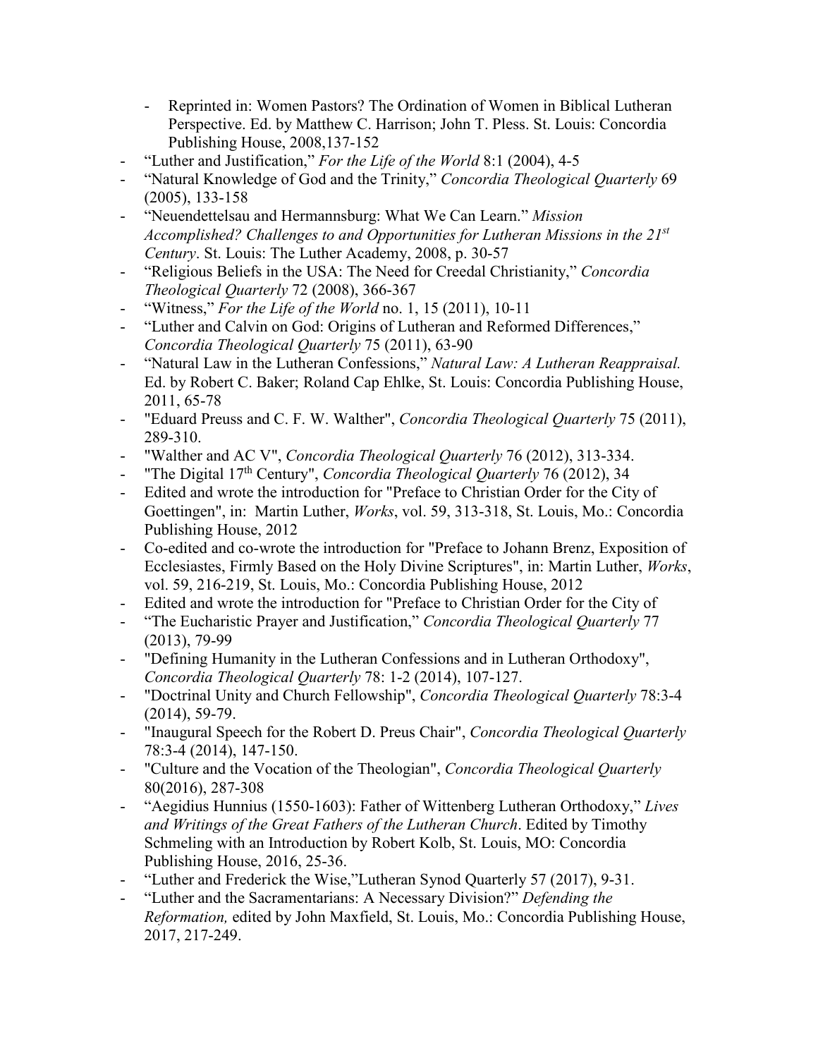- Reprinted in: Women Pastors? The Ordination of Women in Biblical Lutheran Perspective. Ed. by Matthew C. Harrison; John T. Pless. St. Louis: Concordia Publishing House, 2008,137-152
- "Luther and Justification," *For the Life of the World* 8:1 (2004), 4-5
- "Natural Knowledge of God and the Trinity," *Concordia Theological Quarterly* 69 (2005), 133-158
- "Neuendettelsau and Hermannsburg: What We Can Learn." *Mission Accomplished? Challenges to and Opportunities for Lutheran Missions in the 21st Century*. St. Louis: The Luther Academy, 2008, p. 30-57
- "Religious Beliefs in the USA: The Need for Creedal Christianity," *Concordia Theological Quarterly* 72 (2008), 366-367
- "Witness," *For the Life of the World* no. 1, 15 (2011), 10-11
- "Luther and Calvin on God: Origins of Lutheran and Reformed Differences," *Concordia Theological Quarterly* 75 (2011), 63-90
- "Natural Law in the Lutheran Confessions," *Natural Law: A Lutheran Reappraisal.* Ed. by Robert C. Baker; Roland Cap Ehlke, St. Louis: Concordia Publishing House, 2011, 65-78
- "Eduard Preuss and C. F. W. Walther", *Concordia Theological Quarterly* 75 (2011), 289-310.
- "Walther and AC V", *Concordia Theological Quarterly* 76 (2012), 313-334.
- "The Digital 17th Century", *Concordia Theological Quarterly* 76 (2012), 34
- Edited and wrote the introduction for "Preface to Christian Order for the City of Goettingen", in: Martin Luther, *Works*, vol. 59, 313-318, St. Louis, Mo.: Concordia Publishing House, 2012
- Co-edited and co-wrote the introduction for "Preface to Johann Brenz, Exposition of Ecclesiastes, Firmly Based on the Holy Divine Scriptures", in: Martin Luther, *Works*, vol. 59, 216-219, St. Louis, Mo.: Concordia Publishing House, 2012
- Edited and wrote the introduction for "Preface to Christian Order for the City of
- "The Eucharistic Prayer and Justification," *Concordia Theological Quarterly* 77 (2013), 79-99
- "Defining Humanity in the Lutheran Confessions and in Lutheran Orthodoxy", *Concordia Theological Quarterly* 78: 1-2 (2014), 107-127.
- "Doctrinal Unity and Church Fellowship", *Concordia Theological Quarterly* 78:3-4 (2014), 59-79.
- "Inaugural Speech for the Robert D. Preus Chair", *Concordia Theological Quarterly* 78:3-4 (2014), 147-150.
- "Culture and the Vocation of the Theologian", *Concordia Theological Quarterly* 80(2016), 287-308
- "Aegidius Hunnius (1550-1603): Father of Wittenberg Lutheran Orthodoxy," *Lives and Writings of the Great Fathers of the Lutheran Church*. Edited by Timothy Schmeling with an Introduction by Robert Kolb, St. Louis, MO: Concordia Publishing House, 2016, 25-36.
- "Luther and Frederick the Wise,"Lutheran Synod Quarterly 57 (2017), 9-31.
- "Luther and the Sacramentarians: A Necessary Division?" *Defending the Reformation,* edited by John Maxfield, St. Louis, Mo.: Concordia Publishing House, 2017, 217-249.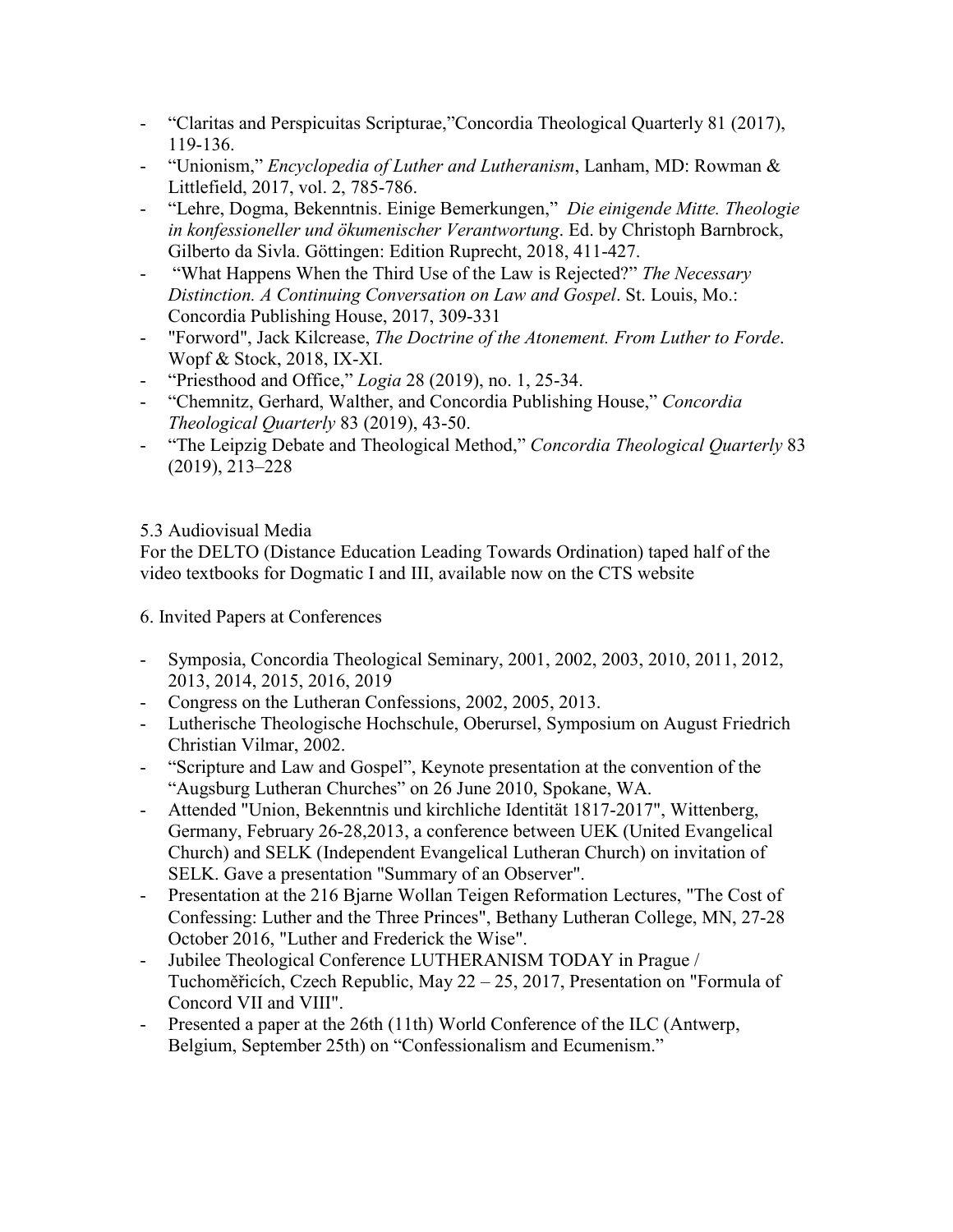- "Claritas and Perspicuitas Scripturae,"Concordia Theological Quarterly 81 (2017), 119-136.
- "Unionism," *Encyclopedia of Luther and Lutheranism*, Lanham, MD: Rowman & Littlefield, 2017, vol. 2, 785-786.
- "Lehre, Dogma, Bekenntnis. Einige Bemerkungen," *Die einigende Mitte. Theologie in konfessioneller und ökumenischer Verantwortung*. Ed. by Christoph Barnbrock, Gilberto da Sivla. Göttingen: Edition Ruprecht, 2018, 411-427.
- "What Happens When the Third Use of the Law is Rejected?" *The Necessary Distinction. A Continuing Conversation on Law and Gospel*. St. Louis, Mo.: Concordia Publishing House, 2017, 309-331
- "Forword", Jack Kilcrease, *The Doctrine of the Atonement. From Luther to Forde*. Wopf & Stock, 2018, IX-XI.
- "Priesthood and Office," *Logia* 28 (2019), no. 1, 25-34.
- "Chemnitz, Gerhard, Walther, and Concordia Publishing House," *Concordia Theological Quarterly* 83 (2019), 43-50.
- "The Leipzig Debate and Theological Method," *Concordia Theological Quarterly* 83 (2019), 213–228

5.3 Audiovisual Media

For the DELTO (Distance Education Leading Towards Ordination) taped half of the video textbooks for Dogmatic I and III, available now on the CTS website

6. Invited Papers at Conferences

- Symposia, Concordia Theological Seminary, 2001, 2002, 2003, 2010, 2011, 2012, 2013, 2014, 2015, 2016, 2019
- Congress on the Lutheran Confessions, 2002, 2005, 2013.
- Lutherische Theologische Hochschule, Oberursel, Symposium on August Friedrich Christian Vilmar, 2002.
- "Scripture and Law and Gospel", Keynote presentation at the convention of the "Augsburg Lutheran Churches" on 26 June 2010, Spokane, WA.
- Attended "Union, Bekenntnis und kirchliche Identität 1817-2017", Wittenberg, Germany, February 26-28,2013, a conference between UEK (United Evangelical Church) and SELK (Independent Evangelical Lutheran Church) on invitation of SELK. Gave a presentation "Summary of an Observer".
- Presentation at the 216 Bjarne Wollan Teigen Reformation Lectures, "The Cost of Confessing: Luther and the Three Princes", Bethany Lutheran College, MN, 27-28 October 2016, "Luther and Frederick the Wise".
- Jubilee Theological Conference LUTHERANISM TODAY in Prague / Tuchoměřicích, Czech Republic, May 22 – 25, 2017, Presentation on "Formula of Concord VII and VIII".
- Presented a paper at the 26th (11th) World Conference of the ILC (Antwerp, Belgium, September 25th) on "Confessionalism and Ecumenism."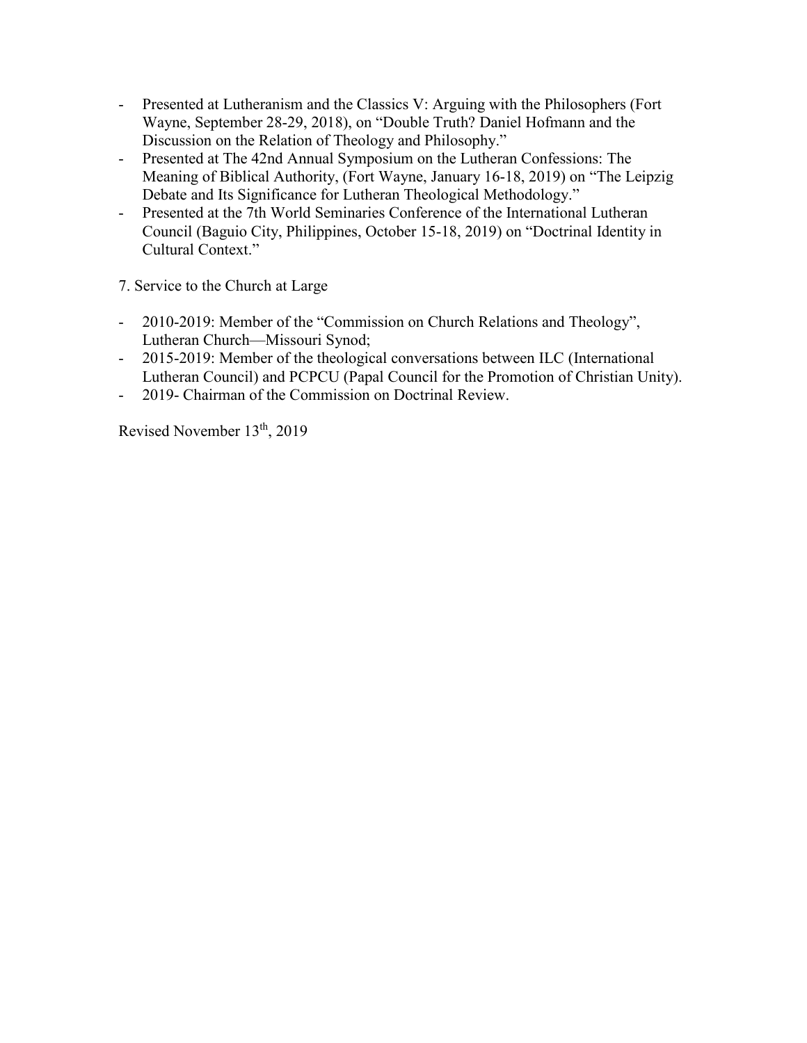- Presented at Lutheranism and the Classics V: Arguing with the Philosophers (Fort Wayne, September 28-29, 2018), on "Double Truth? Daniel Hofmann and the Discussion on the Relation of Theology and Philosophy."
- Presented at The 42nd Annual Symposium on the Lutheran Confessions: The Meaning of Biblical Authority, (Fort Wayne, January 16-18, 2019) on "The Leipzig Debate and Its Significance for Lutheran Theological Methodology."
- Presented at the 7th World Seminaries Conference of the International Lutheran Council (Baguio City, Philippines, October 15-18, 2019) on "Doctrinal Identity in Cultural Context."

7. Service to the Church at Large

- 2010-2019: Member of the "Commission on Church Relations and Theology", Lutheran Church—Missouri Synod;
- 2015-2019: Member of the theological conversations between ILC (International Lutheran Council) and PCPCU (Papal Council for the Promotion of Christian Unity).
- 2019- Chairman of the Commission on Doctrinal Review.

Revised November 13th, 2019